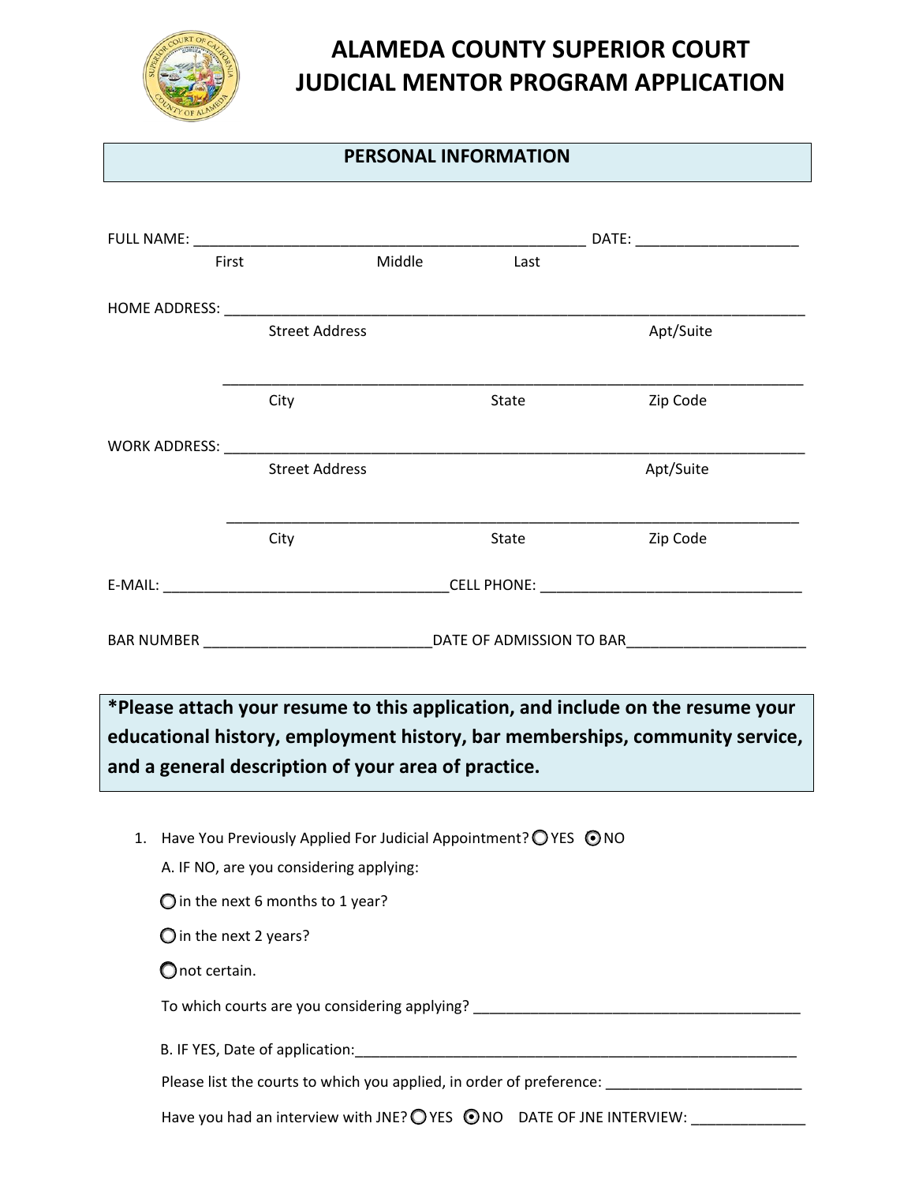# ALAMEDA COUNTY SUPERIOR COURT
# JUDICIAL MENTOR PROGRAM APPLICATION

## PERSONAL INFORMATION

FULL NAME: __________________________________________________ DATE: ____________________

First Middle Last

HOME ADDRESS: ___________________________________________________________________________

Street Address Apt/Suite

___________________________________________________________________________

City State Zip Code

WORK ADDRESS: ___________________________________________________________________________

Street Address Apt/Suite

___________________________________________________________________________

City State Zip Code

E-MAIL: ____________________________________CELL PHONE: ________________________________

BAR NUMBER ____________________________DATE OF ADMISSION TO BAR______________________

**\*Please attach your resume to this application, and include on the resume your educational history, employment history, bar memberships, community service, and a general description of your area of practice.**

1. Have You Previously Applied For Judicial Appointment? ○ YES ◉ NO

   A. IF NO, are you considering applying:

   ○ in the next 6 months to 1 year?

   ○ in the next 2 years?

   ○ not certain.

   To which courts are you considering applying? __________________________________________

   B. IF YES, Date of application:_________________________________________________________

   Please list the courts to which you applied, in order of preference: ________________________

   Have you had an interview with JNE? ○ YES ◉ NO DATE OF JNE INTERVIEW: ______________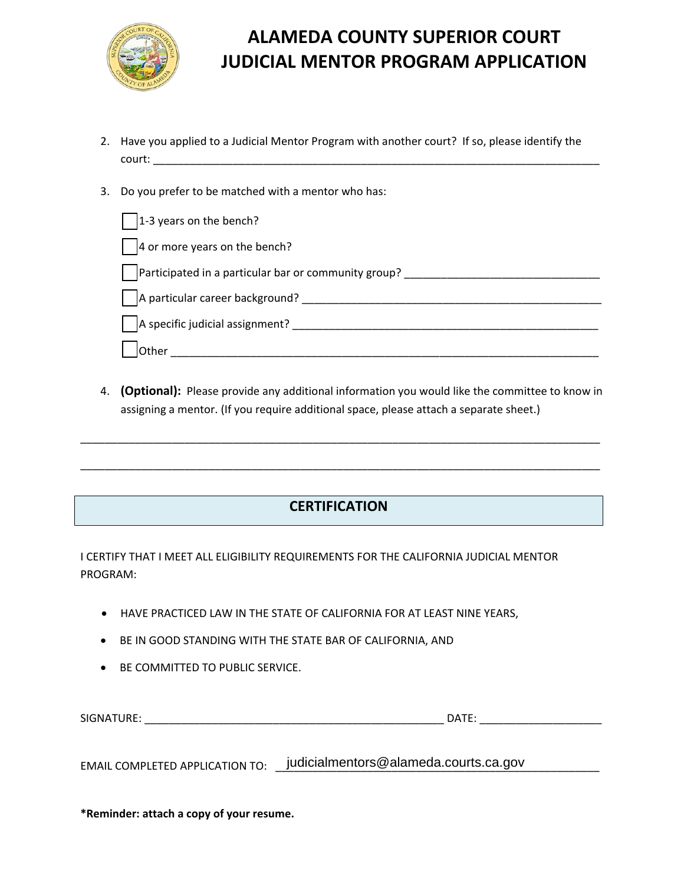# ALAMEDA COUNTY SUPERIOR COURT
# JUDICIAL MENTOR PROGRAM APPLICATION

2. Have you applied to a Judicial Mentor Program with another court? If so, please identify the court: ______________________________________________________________________________

3. Do you prefer to be matched with a mentor who has:

   ☐ 1-3 years on the bench?

   ☐ 4 or more years on the bench?

   ☐ Participated in a particular bar or community group? ________________________________

   ☐ A particular career background? ___________________________________________________

   ☐ A specific judicial assignment? ____________________________________________________

   ☐ Other _________________________________________________________________________

4. **(Optional):** Please provide any additional information you would like the committee to know in assigning a mentor. (If you require additional space, please attach a separate sheet.)

______________________________________________________________________________________

______________________________________________________________________________________

## CERTIFICATION

I CERTIFY THAT I MEET ALL ELIGIBILITY REQUIREMENTS FOR THE CALIFORNIA JUDICIAL MENTOR PROGRAM:

- HAVE PRACTICED LAW IN THE STATE OF CALIFORNIA FOR AT LEAST NINE YEARS,
- BE IN GOOD STANDING WITH THE STATE BAR OF CALIFORNIA, AND
- BE COMMITTED TO PUBLIC SERVICE.

SIGNATURE: __________________________________________________ DATE: ____________________

EMAIL COMPLETED APPLICATION TO: judicialmentors@alameda.courts.ca.gov

**\*Reminder: attach a copy of your resume.**